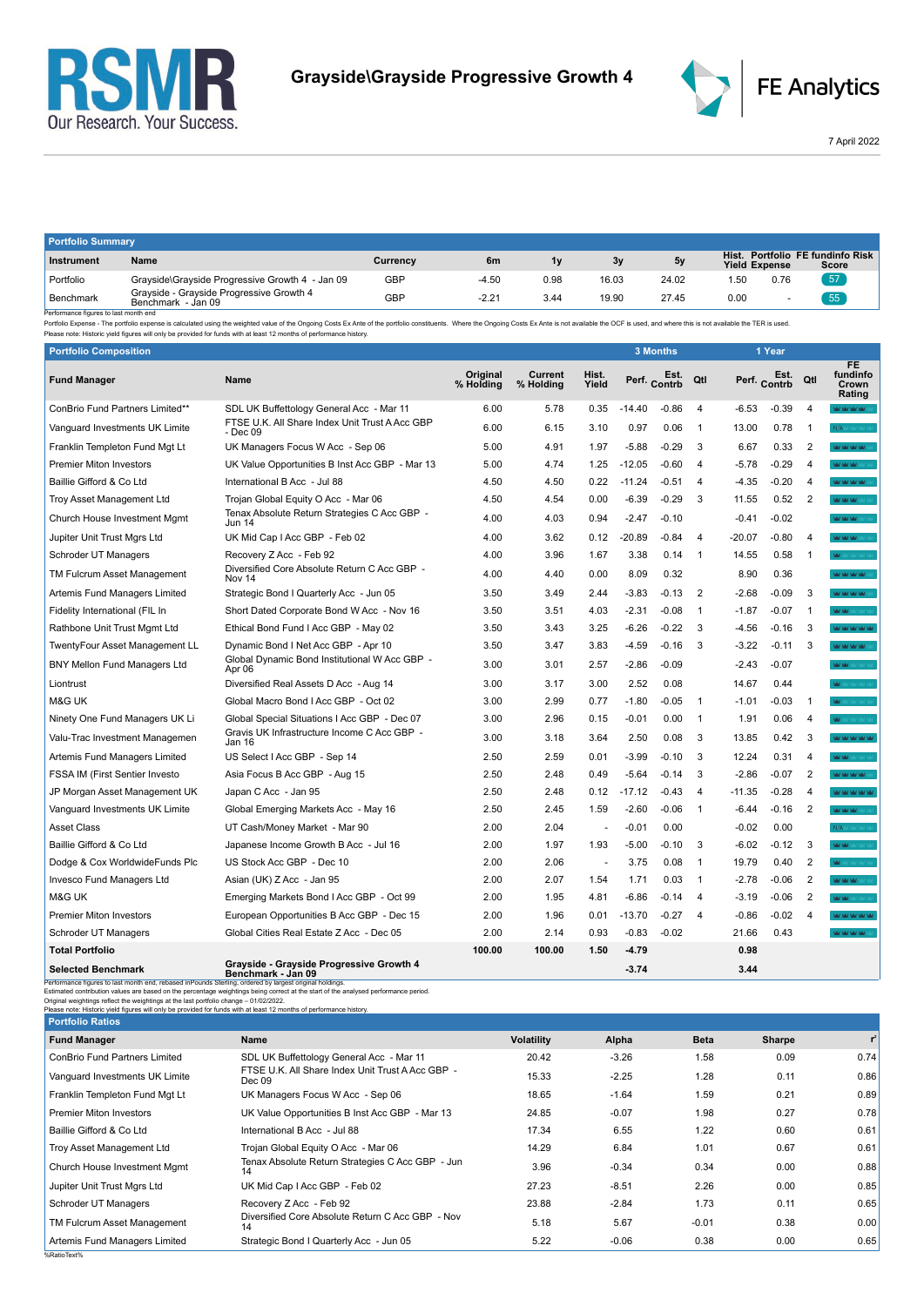RSMR
Our Research. Your Success.

# Grayside\Grayside Progressive Growth 4

FE Analytics

7 April 2022

## Portfolio Summary

| Instrument | Name | Currency | 6m | 1y | 3y | 5y | Hist. Yield | Portfolio Expense | FE fundinfo Risk Score |
|---|---|---|---|---|---|---|---|---|---|
| Portfolio | Grayside\Grayside Progressive Growth 4 - Jan 09 | GBP | -4.50 | 0.98 | 16.03 | 24.02 | 1.50 | 0.76 | 57 |
| Benchmark | Grayside - Grayside Progressive Growth 4 Benchmark - Jan 09 | GBP | -2.21 | 3.44 | 19.90 | 27.45 | 0.00 | - | 55 |

Performance figures to last month end
Portfolio Expense - The portfolio expense is calculated using the weighted value of the Ongoing Costs Ex Ante of the portfolio constituents. Where the Ongoing Costs Ex Ante is not available the OCF is used, and where this is not available the TER is used.
Please note: Historic yield figures will only be provided for funds with at least 12 months of performance history.

## Portfolio Composition

| Fund Manager | Name | Original % Holding | Current % Holding | Hist. Yield | 3 Months Perf. | 3 Months Est. Contrb | 3 Months Qtl | 1 Year Perf. | 1 Year Est. Contrb | 1 Year Qtl | FE fundinfo Crown Rating |
|---|---|---|---|---|---|---|---|---|---|---|---|
| ConBrio Fund Partners Limited** | SDL UK Buffettology General Acc - Mar 11 | 6.00 | 5.78 | 0.35 | -14.40 | -0.86 | 4 | -6.53 | -0.39 | 4 | |
| Vanguard Investments UK Limite | FTSE U.K. All Share Index Unit Trust A Acc GBP - Dec 09 | 6.00 | 6.15 | 3.10 | 0.97 | 0.06 | 1 | 13.00 | 0.78 | 1 | N/A |
| Franklin Templeton Fund Mgt Lt | UK Managers Focus W Acc - Sep 06 | 5.00 | 4.91 | 1.97 | -5.88 | -0.29 | 3 | 6.67 | 0.33 | 2 | |
| Premier Miton Investors | UK Value Opportunities B Inst Acc GBP - Mar 13 | 5.00 | 4.74 | 1.25 | -12.05 | -0.60 | 4 | -5.78 | -0.29 | 4 | |
| Baillie Gifford & Co Ltd | International B Acc - Jul 88 | 4.50 | 4.50 | 0.22 | -11.24 | -0.51 | 4 | -4.35 | -0.20 | 4 | |
| Troy Asset Management Ltd | Trojan Global Equity O Acc - Mar 06 | 4.50 | 4.54 | 0.00 | -6.39 | -0.29 | 3 | 11.55 | 0.52 | 2 | |
| Church House Investment Mgmt | Tenax Absolute Return Strategies C Acc GBP - Jun 14 | 4.00 | 4.03 | 0.94 | -2.47 | -0.10 | | -0.41 | -0.02 | | |
| Jupiter Unit Trust Mgrs Ltd | UK Mid Cap I Acc GBP - Feb 02 | 4.00 | 3.62 | 0.12 | -20.89 | -0.84 | 4 | -20.07 | -0.80 | 4 | |
| Schroder UT Managers | Recovery Z Acc - Feb 92 | 4.00 | 3.96 | 1.67 | 3.38 | 0.14 | 1 | 14.55 | 0.58 | 1 | |
| TM Fulcrum Asset Management | Diversified Core Absolute Return C Acc GBP - Nov 14 | 4.00 | 4.40 | 0.00 | 8.09 | 0.32 | | 8.90 | 0.36 | | |
| Artemis Fund Managers Limited | Strategic Bond I Quarterly Acc - Jun 05 | 3.50 | 3.49 | 2.44 | -3.83 | -0.13 | 2 | -2.68 | -0.09 | 3 | |
| Fidelity International (FIL In | Short Dated Corporate Bond W Acc - Nov 16 | 3.50 | 3.51 | 4.03 | -2.31 | -0.08 | 1 | -1.87 | -0.07 | 1 | |
| Rathbone Unit Trust Mgmt Ltd | Ethical Bond Fund I Acc GBP - May 02 | 3.50 | 3.43 | 3.25 | -6.26 | -0.22 | 3 | -4.56 | -0.16 | 3 | |
| TwentyFour Asset Management LL | Dynamic Bond I Net Acc GBP - Apr 10 | 3.50 | 3.47 | 3.83 | -4.59 | -0.16 | 3 | -3.22 | -0.11 | 3 | |
| BNY Mellon Fund Managers Ltd | Global Dynamic Bond Institutional W Acc GBP - Apr 06 | 3.00 | 3.01 | 2.57 | -2.86 | -0.09 | | -2.43 | -0.07 | | |
| Liontrust | Diversified Real Assets D Acc - Aug 14 | 3.00 | 3.17 | 3.00 | 2.52 | 0.08 | | 14.67 | 0.44 | | |
| M&G UK | Global Macro Bond I Acc GBP - Oct 02 | 3.00 | 2.99 | 0.77 | -1.80 | -0.05 | 1 | -1.01 | -0.03 | 1 | |
| Ninety One Fund Managers UK Li | Global Special Situations I Acc GBP - Dec 07 | 3.00 | 2.96 | 0.15 | -0.01 | 0.00 | 1 | 1.91 | 0.06 | 4 | |
| Valu-Trac Investment Managemen | Gravis UK Infrastructure Income C Acc GBP - Jan 16 | 3.00 | 3.18 | 3.64 | 2.50 | 0.08 | 3 | 13.85 | 0.42 | 3 | |
| Artemis Fund Managers Limited | US Select I Acc GBP - Sep 14 | 2.50 | 2.59 | 0.01 | -3.99 | -0.10 | 3 | 12.24 | 0.31 | 4 | |
| FSSA IM (First Sentier Investo | Asia Focus B Acc GBP - Aug 15 | 2.50 | 2.48 | 0.49 | -5.64 | -0.14 | 3 | -2.86 | -0.07 | 2 | |
| JP Morgan Asset Management UK | Japan C Acc - Jan 95 | 2.50 | 2.48 | 0.12 | -17.12 | -0.43 | 4 | -11.35 | -0.28 | 4 | |
| Vanguard Investments UK Limite | Global Emerging Markets Acc - May 16 | 2.50 | 2.45 | 1.59 | -2.60 | -0.06 | 1 | -6.44 | -0.16 | 2 | |
| Asset Class | UT Cash/Money Market - Mar 90 | 2.00 | 2.04 | - | -0.01 | 0.00 | | -0.02 | 0.00 | | N/A |
| Baillie Gifford & Co Ltd | Japanese Income Growth B Acc - Jul 16 | 2.00 | 1.97 | 1.93 | -5.00 | -0.10 | 3 | -6.02 | -0.12 | 3 | |
| Dodge & Cox WorldwideFunds Plc | US Stock Acc GBP - Dec 10 | 2.00 | 2.06 | - | 3.75 | 0.08 | 1 | 19.79 | 0.40 | 2 | |
| Invesco Fund Managers Ltd | Asian (UK) Z Acc - Jan 95 | 2.00 | 2.07 | 1.54 | 1.71 | 0.03 | 1 | -2.78 | -0.06 | 2 | |
| M&G UK | Emerging Markets Bond I Acc GBP - Oct 99 | 2.00 | 1.95 | 4.81 | -6.86 | -0.14 | 4 | -3.19 | -0.06 | 2 | |
| Premier Miton Investors | European Opportunities B Acc GBP - Dec 15 | 2.00 | 1.96 | 0.01 | -13.70 | -0.27 | 4 | -0.86 | -0.02 | 4 | |
| Schroder UT Managers | Global Cities Real Estate Z Acc - Dec 05 | 2.00 | 2.14 | 0.93 | -0.83 | -0.02 | | 21.66 | 0.43 | | |
| **Total Portfolio** | | **100.00** | **100.00** | **1.50** | **-4.79** | | | **0.98** | | | |
| **Selected Benchmark** | **Grayside - Grayside Progressive Growth 4 Benchmark - Jan 09** | | | | **-3.74** | | | **3.44** | | | |

Performance figures to last month end, rebased inPounds Sterling, ordered by largest original holdings.
Estimated contribution values are based on the percentage weightings being correct at the start of the analysed performance period.
Original weightings reflect the weightings at the last portfolio change – 01/02/2022.
Please note: Historic yield figures will only be provided for funds with at least 12 months of performance history.

## Portfolio Ratios

| Fund Manager | Name | Volatility | Alpha | Beta | Sharpe | r² |
|---|---|---|---|---|---|---|
| ConBrio Fund Partners Limited | SDL UK Buffettology General Acc - Mar 11 | 20.42 | -3.26 | 1.58 | 0.09 | 0.74 |
| Vanguard Investments UK Limite | FTSE U.K. All Share Index Unit Trust A Acc GBP - Dec 09 | 15.33 | -2.25 | 1.28 | 0.11 | 0.86 |
| Franklin Templeton Fund Mgt Lt | UK Managers Focus W Acc - Sep 06 | 18.65 | -1.64 | 1.59 | 0.21 | 0.89 |
| Premier Miton Investors | UK Value Opportunities B Inst Acc GBP - Mar 13 | 24.85 | -0.07 | 1.98 | 0.27 | 0.78 |
| Baillie Gifford & Co Ltd | International B Acc - Jul 88 | 17.34 | 6.55 | 1.22 | 0.60 | 0.61 |
| Troy Asset Management Ltd | Trojan Global Equity O Acc - Mar 06 | 14.29 | 6.84 | 1.01 | 0.67 | 0.61 |
| Church House Investment Mgmt | Tenax Absolute Return Strategies C Acc GBP - Jun 14 | 3.96 | -0.34 | 0.34 | 0.00 | 0.88 |
| Jupiter Unit Trust Mgrs Ltd | UK Mid Cap I Acc GBP - Feb 02 | 27.23 | -8.51 | 2.26 | 0.00 | 0.85 |
| Schroder UT Managers | Recovery Z Acc - Feb 92 | 23.88 | -2.84 | 1.73 | 0.11 | 0.65 |
| TM Fulcrum Asset Management | Diversified Core Absolute Return C Acc GBP - Nov 14 | 5.18 | 5.67 | -0.01 | 0.38 | 0.00 |
| Artemis Fund Managers Limited | Strategic Bond I Quarterly Acc - Jun 05 | 5.22 | -0.06 | 0.38 | 0.00 | 0.65 |

%RatioText%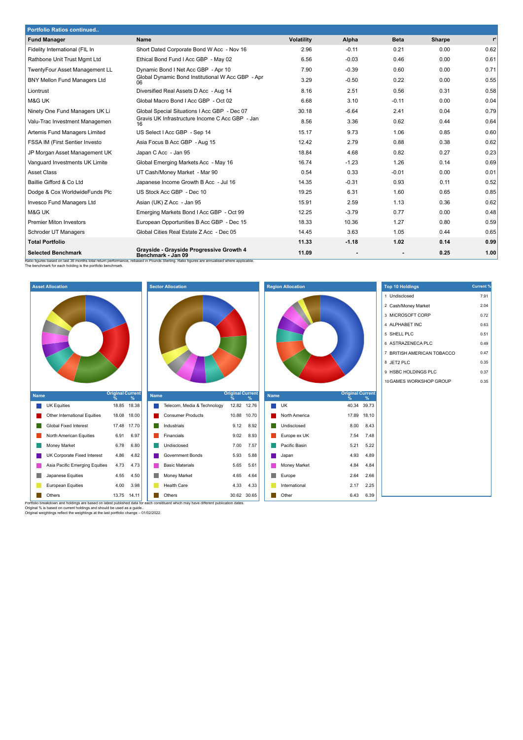## Portfolio Ratios continued..

| Fund Manager | Name | Volatility | Alpha | Beta | Sharpe | r² |
|---|---|---|---|---|---|---|
| Fidelity International (FIL In | Short Dated Corporate Bond W Acc - Nov 16 | 2.96 | -0.11 | 0.21 | 0.00 | 0.62 |
| Rathbone Unit Trust Mgmt Ltd | Ethical Bond Fund I Acc GBP - May 02 | 6.56 | -0.03 | 0.46 | 0.00 | 0.61 |
| TwentyFour Asset Management LL | Dynamic Bond I Net Acc GBP - Apr 10 | 7.90 | -0.39 | 0.60 | 0.00 | 0.71 |
| BNY Mellon Fund Managers Ltd | Global Dynamic Bond Institutional W Acc GBP - Apr 06 | 3.29 | -0.50 | 0.22 | 0.00 | 0.55 |
| Liontrust | Diversified Real Assets D Acc - Aug 14 | 8.16 | 2.51 | 0.56 | 0.31 | 0.58 |
| M&G UK | Global Macro Bond I Acc GBP - Oct 02 | 6.68 | 3.10 | -0.11 | 0.00 | 0.04 |
| Ninety One Fund Managers UK Li | Global Special Situations I Acc GBP - Dec 07 | 30.18 | -6.64 | 2.41 | 0.04 | 0.79 |
| Valu-Trac Investment Managemen | Gravis UK Infrastructure Income C Acc GBP - Jan 16 | 8.56 | 3.36 | 0.62 | 0.44 | 0.64 |
| Artemis Fund Managers Limited | US Select I Acc GBP - Sep 14 | 15.17 | 9.73 | 1.06 | 0.85 | 0.60 |
| FSSA IM (First Sentier Investo | Asia Focus B Acc GBP - Aug 15 | 12.42 | 2.79 | 0.88 | 0.38 | 0.62 |
| JP Morgan Asset Management UK | Japan C Acc - Jan 95 | 18.84 | 4.68 | 0.82 | 0.27 | 0.23 |
| Vanguard Investments UK Limite | Global Emerging Markets Acc - May 16 | 16.74 | -1.23 | 1.26 | 0.14 | 0.69 |
| Asset Class | UT Cash/Money Market - Mar 90 | 0.54 | 0.33 | -0.01 | 0.00 | 0.01 |
| Baillie Gifford & Co Ltd | Japanese Income Growth B Acc - Jul 16 | 14.35 | -0.31 | 0.93 | 0.11 | 0.52 |
| Dodge & Cox WorldwideFunds Plc | US Stock Acc GBP - Dec 10 | 19.25 | 6.31 | 1.60 | 0.65 | 0.85 |
| Invesco Fund Managers Ltd | Asian (UK) Z Acc - Jan 95 | 15.91 | 2.59 | 1.13 | 0.36 | 0.62 |
| M&G UK | Emerging Markets Bond I Acc GBP - Oct 99 | 12.25 | -3.79 | 0.77 | 0.00 | 0.48 |
| Premier Miton Investors | European Opportunities B Acc GBP - Dec 15 | 18.33 | 10.36 | 1.27 | 0.80 | 0.59 |
| Schroder UT Managers | Global Cities Real Estate Z Acc - Dec 05 | 14.45 | 3.63 | 1.05 | 0.44 | 0.65 |
| **Total Portfolio** | | **11.33** | **-1.18** | **1.02** | **0.14** | **0.99** |
| **Selected Benchmark** | **Grayside - Grayside Progressive Growth 4 Benchmark - Jan 09** | **11.09** | **-** | **-** | **0.25** | **1.00** |

Ratio figures based on last 36 months total return performance, rebased in Pounds Sterling. Ratio figures are annualised where applicable.
The benchmark for each holding is the portfolio benchmark.

### Asset Allocation

| Name | Original % | Current % |
|---|---|---|
| UK Equities | 18.85 | 18.38 |
| Other International Equities | 18.08 | 18.00 |
| Global Fixed Interest | 17.48 | 17.70 |
| North American Equities | 6.91 | 6.97 |
| Money Market | 6.78 | 6.80 |
| UK Corporate Fixed Interest | 4.86 | 4.82 |
| Asia Pacific Emerging Equities | 4.73 | 4.73 |
| Japanese Equities | 4.55 | 4.50 |
| European Equities | 4.00 | 3.98 |
| Others | 13.75 | 14.11 |

### Sector Allocation

| Name | Original % | Current % |
|---|---|---|
| Telecom, Media & Technology | 12.82 | 12.76 |
| Consumer Products | 10.88 | 10.70 |
| Industrials | 9.12 | 8.92 |
| Financials | 9.02 | 8.93 |
| Undisclosed | 7.00 | 7.57 |
| Government Bonds | 5.93 | 5.88 |
| Basic Materials | 5.65 | 5.61 |
| Money Market | 4.65 | 4.64 |
| Health Care | 4.33 | 4.33 |
| Others | 30.62 | 30.65 |

### Region Allocation

| Name | Original % | Current % |
|---|---|---|
| UK | 40.34 | 39.73 |
| North America | 17.89 | 18.10 |
| Undisclosed | 8.00 | 8.43 |
| Europe ex UK | 7.54 | 7.48 |
| Pacific Basin | 5.21 | 5.22 |
| Japan | 4.93 | 4.89 |
| Money Market | 4.84 | 4.84 |
| Europe | 2.64 | 2.66 |
| International | 2.17 | 2.25 |
| Other | 6.43 | 6.39 |

### Top 10 Holdings

| | Name | Current % |
|---|---|---|
| 1 | Undisclosed | 7.91 |
| 2 | Cash/Money Market | 2.04 |
| 3 | MICROSOFT CORP | 0.72 |
| 4 | ALPHABET INC | 0.63 |
| 5 | SHELL PLC | 0.51 |
| 6 | ASTRAZENECA PLC | 0.49 |
| 7 | BRITISH AMERICAN TOBACCO | 0.47 |
| 8 | JET2 PLC | 0.35 |
| 9 | HSBC HOLDINGS PLC | 0.37 |
| 10 | GAMES WORKSHOP GROUP | 0.35 |

Portfolio breakdown and holdings are based on latest published data for each constituent which may have different publication dates.
Original % is based on current holdings and should be used as a guide..
Original weightings reflect the weightings at the last portfolio change – 01/02/2022.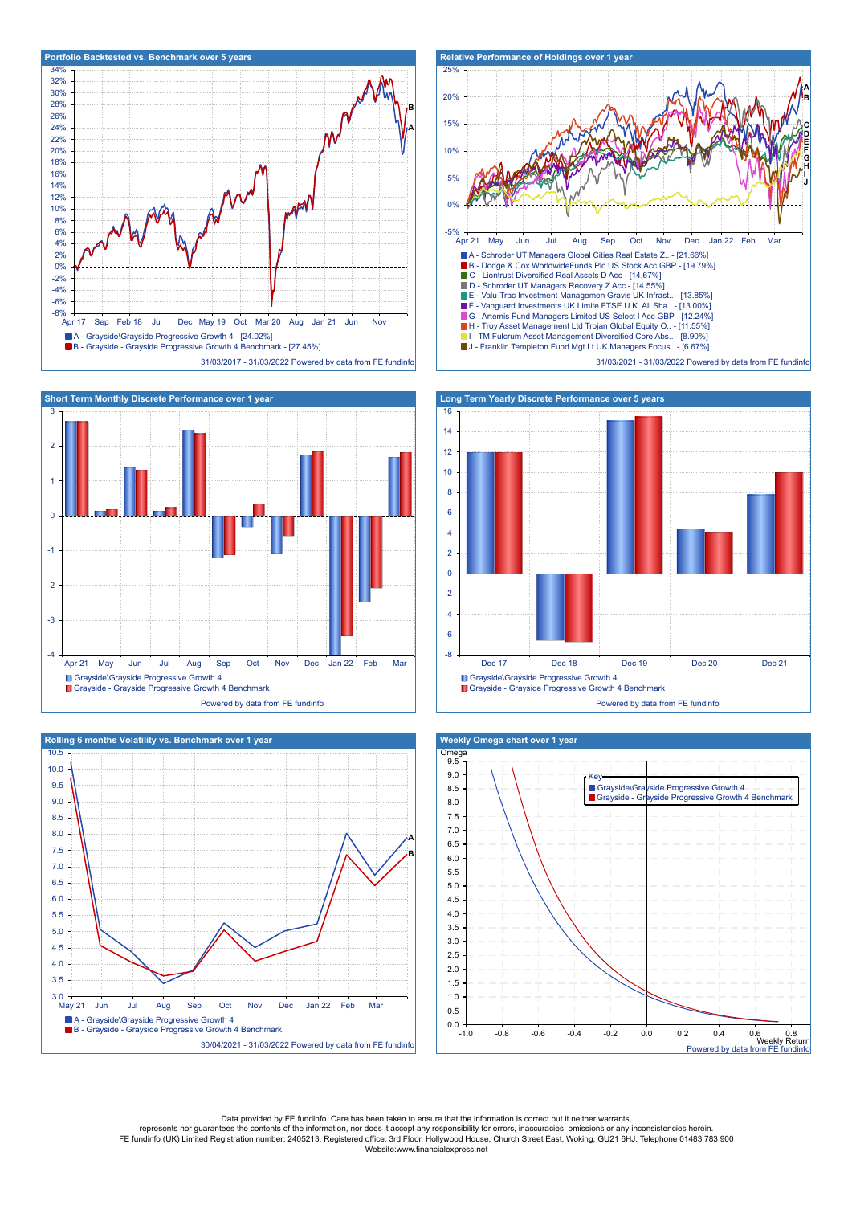## Portfolio Backtested vs. Benchmark over 5 years

34%
32%
30%
28%
26%
24%
22%
20%
18%
16%
14%
12%
10%
8%
6%
4%
2%
0%
-2%
-4%
-6%
-8%

Apr 17 Sep Feb 18 Jul Dec May 19 Oct Mar 20 Aug Jan 21 Jun Nov

B
A

A - Grayside\Grayside Progressive Growth 4 - [24.02%]
B - Grayside - Grayside Progressive Growth 4 Benchmark - [27.45%]

31/03/2017 - 31/03/2022 Powered by data from FE fundinfo

## Relative Performance of Holdings over 1 year

25%
20%
15%
10%
5%
0%
-5%

Apr 21 May Jun Jul Aug Sep Oct Nov Dec Jan 22 Feb Mar

A
B
C
D
E
F
G
H
I
J

A - Schroder UT Managers Global Cities Real Estate Z.. - [21.66%]
B - Dodge & Cox Worldwide Funds Plc US Stock Acc GBP - [19.79%]
C - Liontrust Diversified Real Assets D Acc - [14.67%]
D - Schroder UT Managers Recovery Z Acc - [14.55%]
E - Valu-Trac Investment Managemen Gravis UK Infrast.. - [13.85%]
F - Vanguard Investments UK Limite FTSE U.K. All Sha.. - [13.00%]
G - Artemis Fund Managers Limited US Select I Acc GBP - [12.24%]
H - Troy Asset Management Ltd Trojan Global Equity O.. - [11.55%]
I - TM Fulcrum Asset Management Diversified Core Abs.. - [8.90%]
J - Franklin Templeton Fund Mgt Lt UK Managers Focus.. - [6.67%]

31/03/2021 - 31/03/2022 Powered by data from FE fundinfo

## Short Term Monthly Discrete Performance over 1 year

3
2
1
0
-1
-2
-3
-4

Apr 21 May Jun Jul Aug Sep Oct Nov Dec Jan 22 Feb Mar

Grayside\Grayside Progressive Growth 4
Grayside - Grayside Progressive Growth 4 Benchmark

Powered by data from FE fundinfo

## Long Term Yearly Discrete Performance over 5 years

16
14
12
10
8
6
4
2
0
-2
-4
-6
-8

Dec 17 Dec 18 Dec 19 Dec 20 Dec 21

Grayside\Grayside Progressive Growth 4
Grayside - Grayside Progressive Growth 4 Benchmark

Powered by data from FE fundinfo

## Rolling 6 months Volatility vs. Benchmark over 1 year

10.5
10.0
9.5
9.0
8.5
8.0
7.5
7.0
6.5
6.0
5.5
5.0
4.5
4.0
3.5
3.0

May 21 Jun Jul Aug Sep Oct Nov Dec Jan 22 Feb Mar

A
B

A - Grayside\Grayside Progressive Growth 4
B - Grayside - Grayside Progressive Growth 4 Benchmark

30/04/2021 - 31/03/2022 Powered by data from FE fundinfo

## Weekly Omega chart over 1 year

Omega

9.5
9.0
8.5
8.0
7.5
7.0
6.5
6.0
5.5
5.0
4.5
4.0
3.5
3.0
2.5
2.0
1.5
1.0
0.5
0.0

-1.0 -0.8 -0.6 -0.4 -0.2 0.0 0.2 0.4 0.6 0.8

Weekly Return

Key
Grayside\Grayside Progressive Growth 4
Grayside - Grayside Progressive Growth 4 Benchmark

Powered by data from FE fundinfo

---

Data provided by FE fundinfo. Care has been taken to ensure that the information is correct but it neither warrants,
represents nor guarantees the contents of the information, nor does it accept any responsibility for errors, inaccuracies, omissions or any inconsistencies herein.
FE fundinfo (UK) Limited Registration number: 2405213. Registered office: 3rd Floor, Hollywood House, Church Street East, Woking, GU21 6HJ. Telephone 01483 783 900
Website:www.financialexpress.net